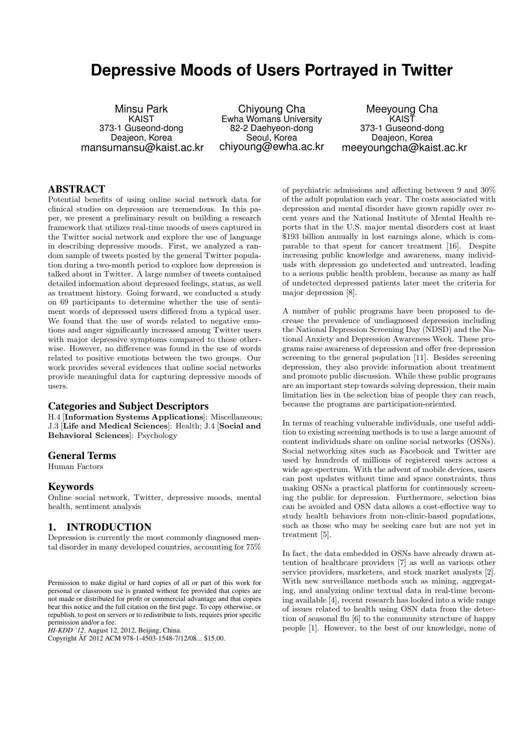# Depressive Moods of Users Portrayed in Twitter

Minsu Park
KAIST
373-1 Guseond-dong
Deajeon, Korea
mansumansu@kaist.ac.kr

Chiyoung Cha
Ewha Womans University
82-2 Daehyeon-dong
Seoul, Korea
chiyoung@ewha.ac.kr

Meeyoung Cha
KAIST
373-1 Guseond-dong
Deajeon, Korea
meeyoungcha@kaist.ac.kr

## ABSTRACT

Potential benefits of using online social network data for clinical studies on depression are tremendous. In this paper, we present a preliminary result on building a research framework that utilizes real-time moods of users captured in the Twitter social network and explore the use of language in describing depressive moods. First, we analyzed a random sample of tweets posted by the general Twitter population during a two-month period to explore how depression is talked about in Twitter. A large number of tweets contained detailed information about depressed feelings, status, as well as treatment history. Going forward, we conducted a study on 69 participants to determine whether the use of sentiment words of depressed users differed from a typical user. We found that the use of words related to negative emotions and anger significantly increased among Twitter users with major depressive symptoms compared to those otherwise. However, no difference was found in the use of words related to positive emotions between the two groups. Our work provides several evidences that online social networks provide meaningful data for capturing depressive moods of users.

### Categories and Subject Descriptors

H.4 [**Information Systems Applications**]: Miscellaneous; J.3 [**Life and Medical Sciences**]: Health; J.4 [**Social and Behavioral Sciences**]: Psychology

### General Terms

Human Factors

### Keywords

Online social network, Twitter, depressive moods, mental health, sentiment analysis

## 1. INTRODUCTION

Depression is currently the most commonly diagnosed mental disorder in many developed countries, accounting for 75% of psychiatric admissions and affecting between 9 and 30% of the adult population each year. The costs associated with depression and mental disorder have grown rapidly over recent years and the National Institute of Mental Health reports that in the U.S. major mental disorders cost at least \$193 billion annually in lost earnings alone, which is comparable to that spent for cancer treatment [16]. Despite increasing public knowledge and awareness, many individuals with depression go undetected and untreated, leading to a serious public health problem, because as many as half of undetected depressed patients later meet the criteria for major depression [8].

A number of public programs have been proposed to decrease the prevalence of undiagnosed depression including the National Depression Screening Day (NDSD) and the National Anxiety and Depression Awareness Week. These programs raise awareness of depression and offer free depression screening to the general population [11]. Besides screening depression, they also provide information about treatment and promote public discussion. While these public programs are an important step towards solving depression, their main limitation lies in the selection bias of people they can reach, because the programs are participation-oriented.

In terms of reaching vulnerable individuals, one useful addition to existing screening methods is to use a large amount of content individuals share on online social networks (OSNs). Social networking sites such as Facebook and Twitter are used by hundreds of millions of registered users across a wide age spectrum. With the advent of mobile devices, users can post updates without time and space constraints, thus making OSNs a practical platform for continuously screening the public for depression. Furthermore, selection bias can be avoided and OSN data allows a cost-effective way to study health behaviors from non-clinic-based populations, such as those who may be seeking care but are not yet in treatment [5].

In fact, the data embedded in OSNs have already drawn attention of healthcare providers [7] as well as various other service providers, marketers, and stock market analysts [2]. With new surveillance methods such as mining, aggregating, and analyzing online textual data in real-time becoming available [4], recent research has looked into a wide range of issues related to health using OSN data from the detection of seasonal flu [6] to the community structure of happy people [1]. However, to the best of our knowledge, none of

Permission to make digital or hard copies of all or part of this work for personal or classroom use is granted without fee provided that copies are not made or distributed for profit or commercial advantage and that copies bear this notice and the full citation on the first page. To copy otherwise, or republish, to post on servers or to redistribute to lists, requires prior specific permission and/or a fee.
*HI-KDD '12*, August 12, 2012, Beijing, China.
Copyright Âľ 2012 ACM 978-1-4503-1548-7/12/08... \$15.00.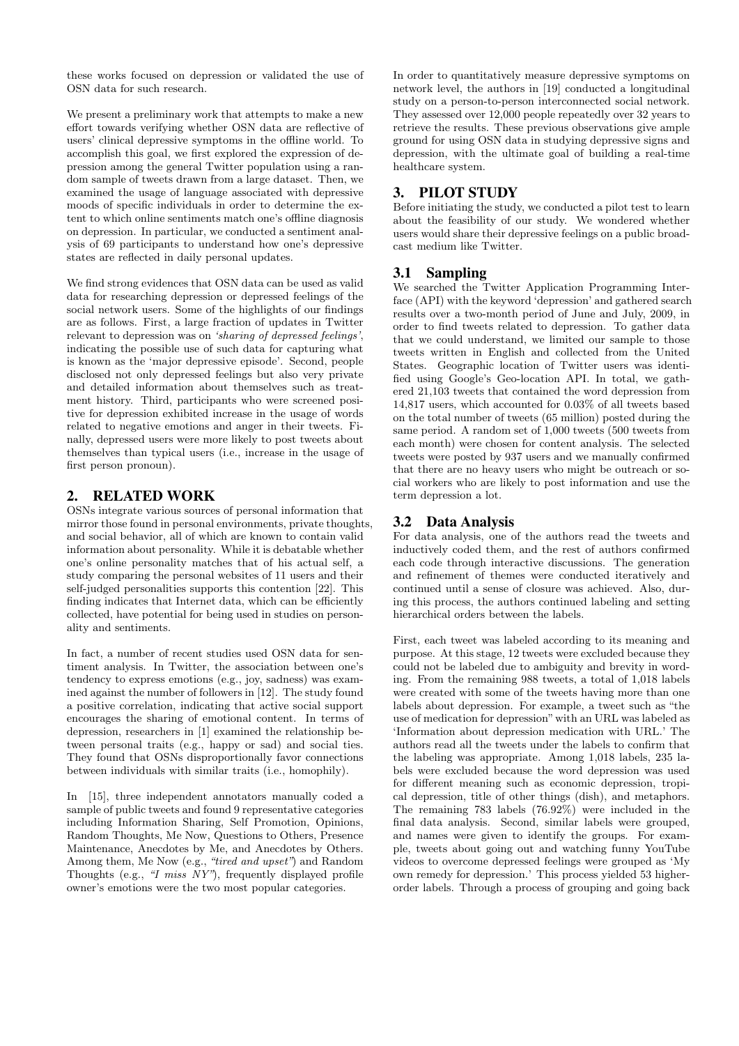these works focused on depression or validated the use of OSN data for such research.

We present a preliminary work that attempts to make a new effort towards verifying whether OSN data are reflective of users' clinical depressive symptoms in the offline world. To accomplish this goal, we first explored the expression of depression among the general Twitter population using a random sample of tweets drawn from a large dataset. Then, we examined the usage of language associated with depressive moods of specific individuals in order to determine the extent to which online sentiments match one's offline diagnosis on depression. In particular, we conducted a sentiment analysis of 69 participants to understand how one's depressive states are reflected in daily personal updates.

We find strong evidences that OSN data can be used as valid data for researching depression or depressed feelings of the social network users. Some of the highlights of our findings are as follows. First, a large fraction of updates in Twitter relevant to depression was on *'sharing of depressed feelings'*, indicating the possible use of such data for capturing what is known as the 'major depressive episode'. Second, people disclosed not only depressed feelings but also very private and detailed information about themselves such as treatment history. Third, participants who were screened positive for depression exhibited increase in the usage of words related to negative emotions and anger in their tweets. Finally, depressed users were more likely to post tweets about themselves than typical users (i.e., increase in the usage of first person pronoun).

## 2. RELATED WORK

OSNs integrate various sources of personal information that mirror those found in personal environments, private thoughts, and social behavior, all of which are known to contain valid information about personality. While it is debatable whether one's online personality matches that of his actual self, a study comparing the personal websites of 11 users and their self-judged personalities supports this contention [22]. This finding indicates that Internet data, which can be efficiently collected, have potential for being used in studies on personality and sentiments.

In fact, a number of recent studies used OSN data for sentiment analysis. In Twitter, the association between one's tendency to express emotions (e.g., joy, sadness) was examined against the number of followers in [12]. The study found a positive correlation, indicating that active social support encourages the sharing of emotional content. In terms of depression, researchers in [1] examined the relationship between personal traits (e.g., happy or sad) and social ties. They found that OSNs disproportionally favor connections between individuals with similar traits (i.e., homophily).

In [15], three independent annotators manually coded a sample of public tweets and found 9 representative categories including Information Sharing, Self Promotion, Opinions, Random Thoughts, Me Now, Questions to Others, Presence Maintenance, Anecdotes by Me, and Anecdotes by Others. Among them, Me Now (e.g., *"tired and upset"*) and Random Thoughts (e.g., *"I miss NY"*), frequently displayed profile owner's emotions were the two most popular categories.

In order to quantitatively measure depressive symptoms on network level, the authors in [19] conducted a longitudinal study on a person-to-person interconnected social network. They assessed over 12,000 people repeatedly over 32 years to retrieve the results. These previous observations give ample ground for using OSN data in studying depressive signs and depression, with the ultimate goal of building a real-time healthcare system.

## 3. PILOT STUDY

Before initiating the study, we conducted a pilot test to learn about the feasibility of our study. We wondered whether users would share their depressive feelings on a public broadcast medium like Twitter.

### 3.1 Sampling

We searched the Twitter Application Programming Interface (API) with the keyword 'depression' and gathered search results over a two-month period of June and July, 2009, in order to find tweets related to depression. To gather data that we could understand, we limited our sample to those tweets written in English and collected from the United States. Geographic location of Twitter users was identified using Google's Geo-location API. In total, we gathered 21,103 tweets that contained the word depression from 14,817 users, which accounted for 0.03% of all tweets based on the total number of tweets (65 million) posted during the same period. A random set of 1,000 tweets (500 tweets from each month) were chosen for content analysis. The selected tweets were posted by 937 users and we manually confirmed that there are no heavy users who might be outreach or social workers who are likely to post information and use the term depression a lot.

### 3.2 Data Analysis

For data analysis, one of the authors read the tweets and inductively coded them, and the rest of authors confirmed each code through interactive discussions. The generation and refinement of themes were conducted iteratively and continued until a sense of closure was achieved. Also, during this process, the authors continued labeling and setting hierarchical orders between the labels.

First, each tweet was labeled according to its meaning and purpose. At this stage, 12 tweets were excluded because they could not be labeled due to ambiguity and brevity in wording. From the remaining 988 tweets, a total of 1,018 labels were created with some of the tweets having more than one labels about depression. For example, a tweet such as "the use of medication for depression" with an URL was labeled as 'Information about depression medication with URL.' The authors read all the tweets under the labels to confirm that the labeling was appropriate. Among 1,018 labels, 235 labels were excluded because the word depression was used for different meaning such as economic depression, tropical depression, title of other things (dish), and metaphors. The remaining 783 labels (76.92%) were included in the final data analysis. Second, similar labels were grouped, and names were given to identify the groups. For example, tweets about going out and watching funny YouTube videos to overcome depressed feelings were grouped as 'My own remedy for depression.' This process yielded 53 higher-order labels. Through a process of grouping and going back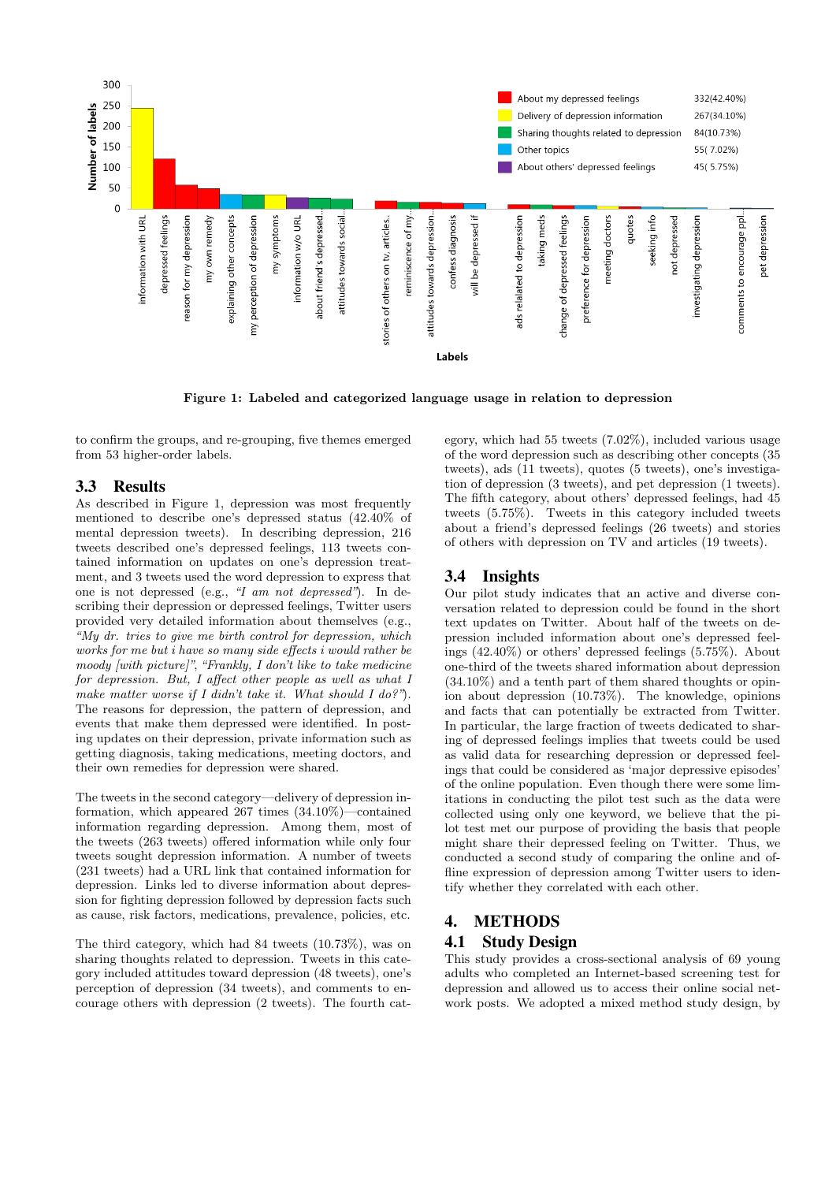**Figure 1: Labeled and categorized language usage in relation to depression**

to confirm the groups, and re-grouping, five themes emerged from 53 higher-order labels.

## 3.3 Results

As described in Figure 1, depression was most frequently mentioned to describe one's depressed status (42.40% of mental depression tweets). In describing depression, 216 tweets described one's depressed feelings, 113 tweets contained information on updates on one's depression treatment, and 3 tweets used the word depression to express that one is not depressed (e.g., *"I am not depressed"*). In describing their depression or depressed feelings, Twitter users provided very detailed information about themselves (e.g., *"My dr. tries to give me birth control for depression, which works for me but i have so many side effects i would rather be moody [with picture]"*, *"Frankly, I don't like to take medicine for depression. But, I affect other people as well as what I make matter worse if I didn't take it. What should I do?"*). The reasons for depression, the pattern of depression, and events that make them depressed were identified. In posting updates on their depression, private information such as getting diagnosis, taking medications, meeting doctors, and their own remedies for depression were shared.

The tweets in the second category—delivery of depression information, which appeared 267 times (34.10%)—contained information regarding depression. Among them, most of the tweets (263 tweets) offered information while only four tweets sought depression information. A number of tweets (231 tweets) had a URL link that contained information for depression. Links led to diverse information about depression for fighting depression followed by depression facts such as cause, risk factors, medications, prevalence, policies, etc.

The third category, which had 84 tweets (10.73%), was on sharing thoughts related to depression. Tweets in this category included attitudes toward depression (48 tweets), one's perception of depression (34 tweets), and comments to encourage others with depression (2 tweets). The fourth category, which had 55 tweets (7.02%), included various usage of the word depression such as describing other concepts (35 tweets), ads (11 tweets), quotes (5 tweets), one's investigation of depression (3 tweets), and pet depression (1 tweets). The fifth category, about others' depressed feelings, had 45 tweets (5.75%). Tweets in this category included tweets about a friend's depressed feelings (26 tweets) and stories of others with depression on TV and articles (19 tweets).

## 3.4 Insights

Our pilot study indicates that an active and diverse conversation related to depression could be found in the short text updates on Twitter. About half of the tweets on depression included information about one's depressed feelings (42.40%) or others' depressed feelings (5.75%). About one-third of the tweets shared information about depression (34.10%) and a tenth part of them shared thoughts or opinion about depression (10.73%). The knowledge, opinions and facts that can potentially be extracted from Twitter. In particular, the large fraction of tweets dedicated to sharing of depressed feelings implies that tweets could be used as valid data for researching depression or depressed feelings that could be considered as 'major depressive episodes' of the online population. Even though there were some limitations in conducting the pilot test such as the data were collected using only one keyword, we believe that the pilot test met our purpose of providing the basis that people might share their depressed feeling on Twitter. Thus, we conducted a second study of comparing the online and offline expression of depression among Twitter users to identify whether they correlated with each other.

# 4. METHODS

## 4.1 Study Design

This study provides a cross-sectional analysis of 69 young adults who completed an Internet-based screening test for depression and allowed us to access their online social network posts. We adopted a mixed method study design, by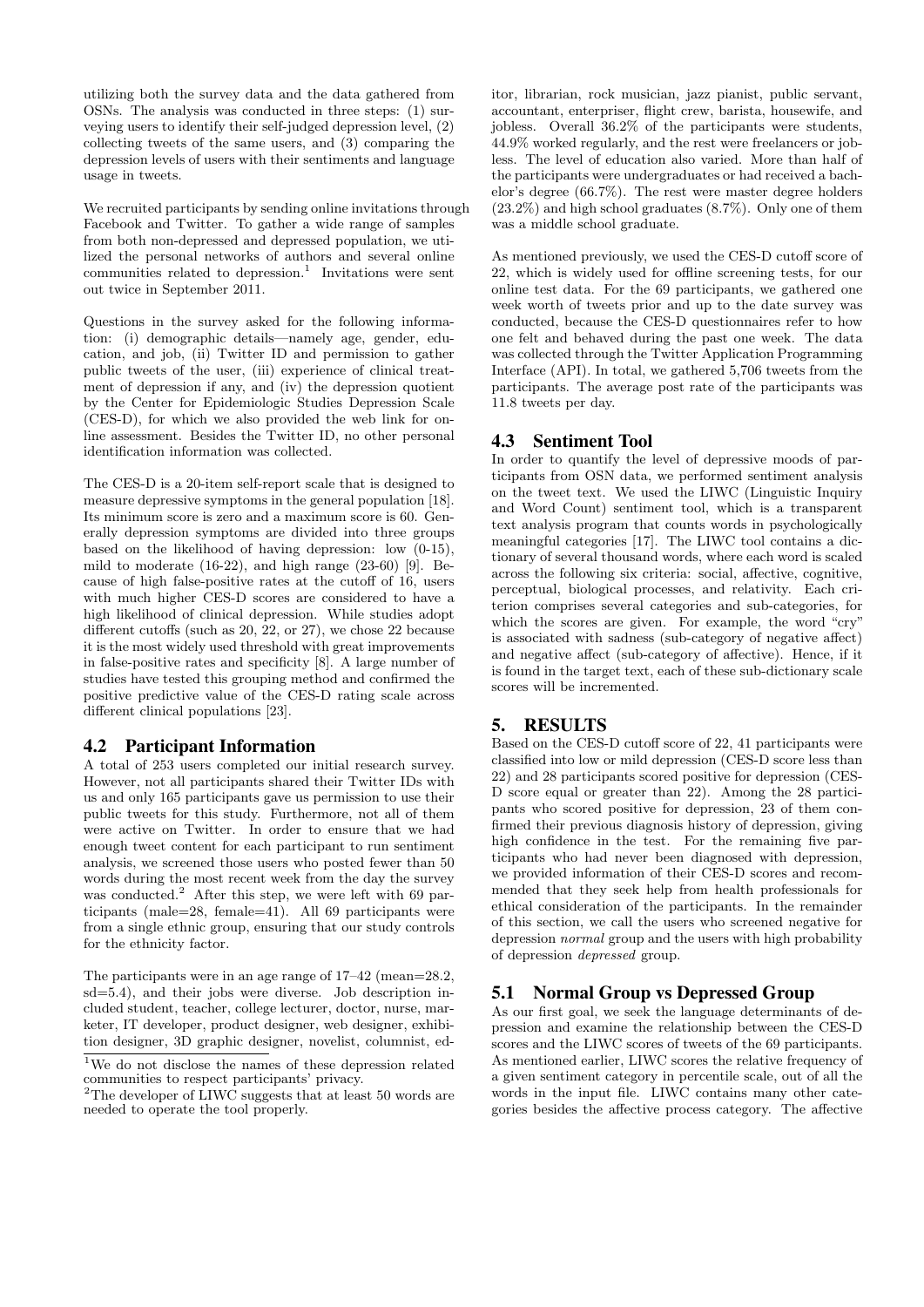utilizing both the survey data and the data gathered from OSNs. The analysis was conducted in three steps: (1) surveying users to identify their self-judged depression level, (2) collecting tweets of the same users, and (3) comparing the depression levels of users with their sentiments and language usage in tweets.

We recruited participants by sending online invitations through Facebook and Twitter. To gather a wide range of samples from both non-depressed and depressed population, we utilized the personal networks of authors and several online communities related to depression.[1] Invitations were sent out twice in September 2011.

Questions in the survey asked for the following information: (i) demographic details—namely age, gender, education, and job, (ii) Twitter ID and permission to gather public tweets of the user, (iii) experience of clinical treatment of depression if any, and (iv) the depression quotient by the Center for Epidemiologic Studies Depression Scale (CES-D), for which we also provided the web link for online assessment. Besides the Twitter ID, no other personal identification information was collected.

The CES-D is a 20-item self-report scale that is designed to measure depressive symptoms in the general population [18]. Its minimum score is zero and a maximum score is 60. Generally depression symptoms are divided into three groups based on the likelihood of having depression: low (0-15), mild to moderate (16-22), and high range (23-60) [9]. Because of high false-positive rates at the cutoff of 16, users with much higher CES-D scores are considered to have a high likelihood of clinical depression. While studies adopt different cutoffs (such as 20, 22, or 27), we chose 22 because it is the most widely used threshold with great improvements in false-positive rates and specificity [8]. A large number of studies have tested this grouping method and confirmed the positive predictive value of the CES-D rating scale across different clinical populations [23].

## 4.2 Participant Information

A total of 253 users completed our initial research survey. However, not all participants shared their Twitter IDs with us and only 165 participants gave us permission to use their public tweets for this study. Furthermore, not all of them were active on Twitter. In order to ensure that we had enough tweet content for each participant to run sentiment analysis, we screened those users who posted fewer than 50 words during the most recent week from the day the survey was conducted.[2] After this step, we were left with 69 participants (male=28, female=41). All 69 participants were from a single ethnic group, ensuring that our study controls for the ethnicity factor.

The participants were in an age range of 17–42 (mean=28.2, sd=5.4), and their jobs were diverse. Job description included student, teacher, college lecturer, doctor, nurse, marketer, IT developer, product designer, web designer, exhibition designer, 3D graphic designer, novelist, columnist, editor, librarian, rock musician, jazz pianist, public servant, accountant, enterpriser, flight crew, barista, housewife, and jobless. Overall 36.2% of the participants were students, 44.9% worked regularly, and the rest were freelancers or jobless. The level of education also varied. More than half of the participants were undergraduates or had received a bachelor's degree (66.7%). The rest were master degree holders (23.2%) and high school graduates (8.7%). Only one of them was a middle school graduate.

As mentioned previously, we used the CES-D cutoff score of 22, which is widely used for offline screening tests, for our online test data. For the 69 participants, we gathered one week worth of tweets prior and up to the date survey was conducted, because the CES-D questionnaires refer to how one felt and behaved during the past one week. The data was collected through the Twitter Application Programming Interface (API). In total, we gathered 5,706 tweets from the participants. The average post rate of the participants was 11.8 tweets per day.

## 4.3 Sentiment Tool

In order to quantify the level of depressive moods of participants from OSN data, we performed sentiment analysis on the tweet text. We used the LIWC (Linguistic Inquiry and Word Count) sentiment tool, which is a transparent text analysis program that counts words in psychologically meaningful categories [17]. The LIWC tool contains a dictionary of several thousand words, where each word is scaled across the following six criteria: social, affective, cognitive, perceptual, biological processes, and relativity. Each criterion comprises several categories and sub-categories, for which the scores are given. For example, the word "cry" is associated with sadness (sub-category of negative affect) and negative affect (sub-category of affective). Hence, if it is found in the target text, each of these sub-dictionary scale scores will be incremented.

# 5. RESULTS

Based on the CES-D cutoff score of 22, 41 participants were classified into low or mild depression (CES-D score less than 22) and 28 participants scored positive for depression (CES-D score equal or greater than 22). Among the 28 participants who scored positive for depression, 23 of them confirmed their previous diagnosis history of depression, giving high confidence in the test. For the remaining five participants who had never been diagnosed with depression, we provided information of their CES-D scores and recommended that they seek help from health professionals for ethical consideration of the participants. In the remainder of this section, we call the users who screened negative for depression *normal* group and the users with high probability of depression *depressed* group.

## 5.1 Normal Group vs Depressed Group

As our first goal, we seek the language determinants of depression and examine the relationship between the CES-D scores and the LIWC scores of tweets of the 69 participants. As mentioned earlier, LIWC scores the relative frequency of a given sentiment category in percentile scale, out of all the words in the input file. LIWC contains many other categories besides the affective process category. The affective

[1] We do not disclose the names of these depression related communities to respect participants' privacy.

[2] The developer of LIWC suggests that at least 50 words are needed to operate the tool properly.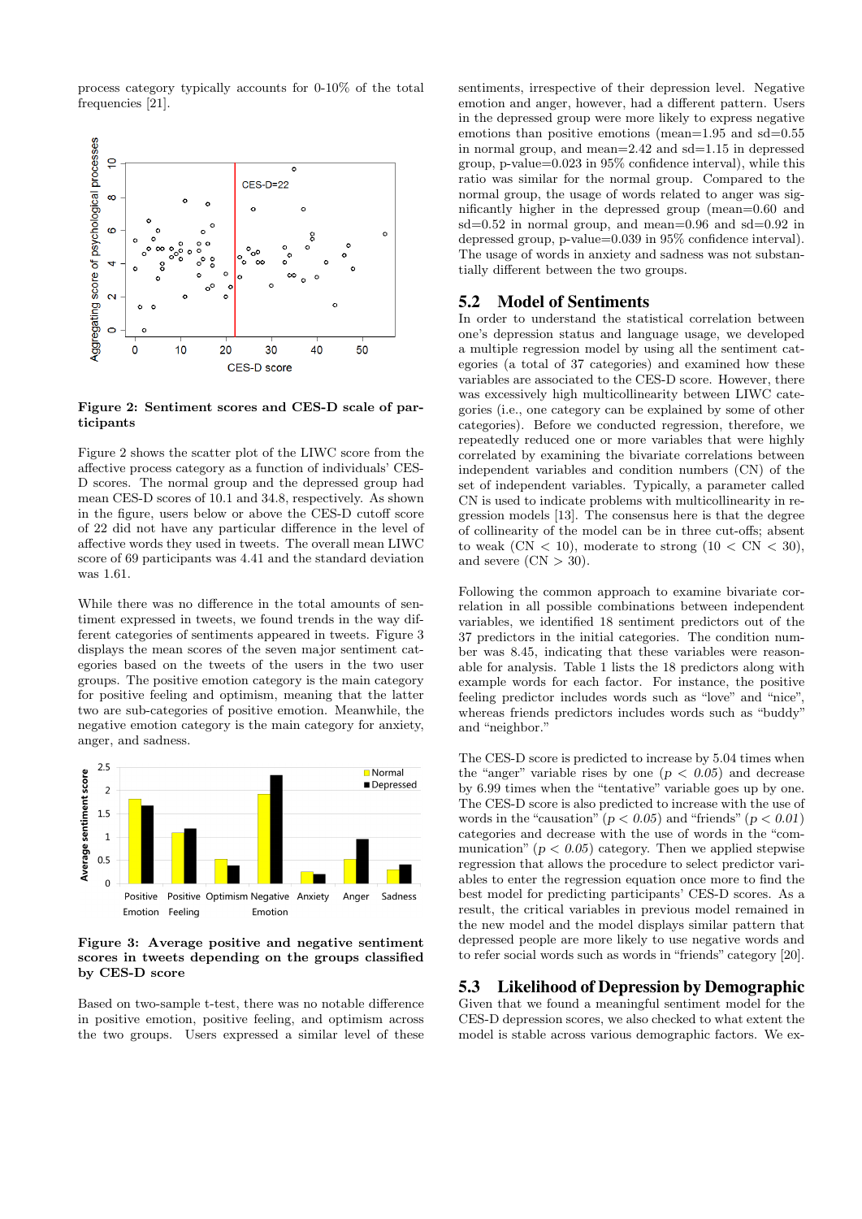process category typically accounts for 0-10% of the total frequencies [21].

**Figure 2: Sentiment scores and CES-D scale of participants**

Figure 2 shows the scatter plot of the LIWC score from the affective process category as a function of individuals' CES-D scores. The normal group and the depressed group had mean CES-D scores of 10.1 and 34.8, respectively. As shown in the figure, users below or above the CES-D cutoff score of 22 did not have any particular difference in the level of affective words they used in tweets. The overall mean LIWC score of 69 participants was 4.41 and the standard deviation was 1.61.

While there was no difference in the total amounts of sentiment expressed in tweets, we found trends in the way different categories of sentiments appeared in tweets. Figure 3 displays the mean scores of the seven major sentiment categories based on the tweets of the users in the two user groups. The positive emotion category is the main category for positive feeling and optimism, meaning that the latter two are sub-categories of positive emotion. Meanwhile, the negative emotion category is the main category for anxiety, anger, and sadness.

**Figure 3: Average positive and negative sentiment scores in tweets depending on the groups classified by CES-D score**

Based on two-sample t-test, there was no notable difference in positive emotion, positive feeling, and optimism across the two groups. Users expressed a similar level of these sentiments, irrespective of their depression level. Negative emotion and anger, however, had a different pattern. Users in the depressed group were more likely to express negative emotions than positive emotions (mean=1.95 and sd=0.55 in normal group, and mean=2.42 and sd=1.15 in depressed group, p-value=0.023 in 95% confidence interval), while this ratio was similar for the normal group. Compared to the normal group, the usage of words related to anger was significantly higher in the depressed group (mean=0.60 and sd=0.52 in normal group, and mean=0.96 and sd=0.92 in depressed group, p-value=0.039 in 95% confidence interval). The usage of words in anxiety and sadness was not substantially different between the two groups.

## 5.2 Model of Sentiments

In order to understand the statistical correlation between one's depression status and language usage, we developed a multiple regression model by using all the sentiment categories (a total of 37 categories) and examined how these variables are associated to the CES-D score. However, there was excessively high multicollinearity between LIWC categories (i.e., one category can be explained by some of other categories). Before we conducted regression, therefore, we repeatedly reduced one or more variables that were highly correlated by examining the bivariate correlations between independent variables and condition numbers (CN) of the set of independent variables. Typically, a parameter called CN is used to indicate problems with multicollinearity in regression models [13]. The consensus here is that the degree of collinearity of the model can be in three cut-offs; absent to weak (CN $< 10$), moderate to strong ($10 <$ CN $< 30$), and severe (CN $> 30$).

Following the common approach to examine bivariate correlation in all possible combinations between independent variables, we identified 18 sentiment predictors out of the 37 predictors in the initial categories. The condition number was 8.45, indicating that these variables were reasonable for analysis. Table 1 lists the 18 predictors along with example words for each factor. For instance, the positive feeling predictor includes words such as "love" and "nice", whereas friends predictors includes words such as "buddy" and "neighbor."

The CES-D score is predicted to increase by 5.04 times when the "anger" variable rises by one ($p < 0.05$) and decrease by 6.99 times when the "tentative" variable goes up by one. The CES-D score is also predicted to increase with the use of words in the "causation" ($p < 0.05$) and "friends" ($p < 0.01$) categories and decrease with the use of words in the "communication" ($p < 0.05$) category. Then we applied stepwise regression that allows the procedure to select predictor variables to enter the regression equation once more to find the best model for predicting participants' CES-D scores. As a result, the critical variables in previous model remained in the new model and the model displays similar pattern that depressed people are more likely to use negative words and to refer social words such as words in "friends" category [20].

## 5.3 Likelihood of Depression by Demographic

Given that we found a meaningful sentiment model for the CES-D depression scores, we also checked to what extent the model is stable across various demographic factors. We ex-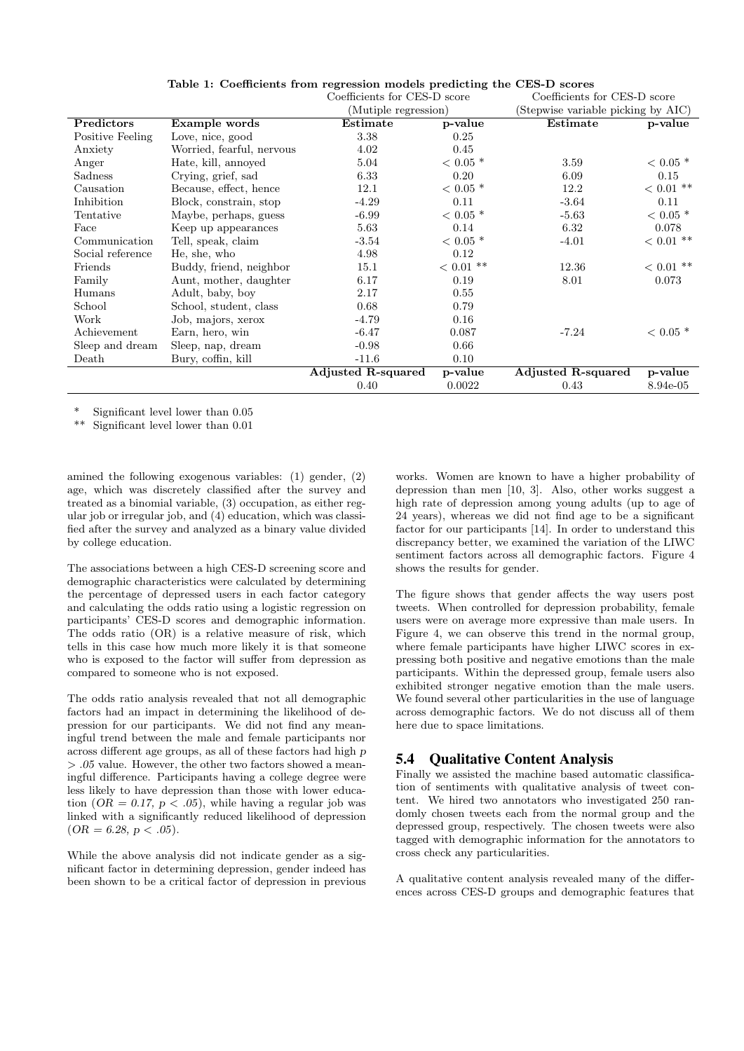**Table 1: Coefficients from regression models predicting the CES-D scores**

| | | Coefficients for CES-D score (Mutiple regression) | | Coefficients for CES-D score (Stepwise variable picking by AIC) | |
|---|---|---|---|---|---|
| **Predictors** | **Example words** | **Estimate** | **p-value** | **Estimate** | **p-value** |
| Positive Feeling | Love, nice, good | 3.38 | 0.25 | | |
| Anxiety | Worried, fearful, nervous | 4.02 | 0.45 | | |
| Anger | Hate, kill, annoyed | 5.04 | < 0.05 * | 3.59 | < 0.05 * |
| Sadness | Crying, grief, sad | 6.33 | 0.20 | 6.09 | 0.15 |
| Causation | Because, effect, hence | 12.1 | < 0.05 * | 12.2 | < 0.01 ** |
| Inhibition | Block, constrain, stop | -4.29 | 0.11 | -3.64 | 0.11 |
| Tentative | Maybe, perhaps, guess | -6.99 | < 0.05 * | -5.63 | < 0.05 * |
| Face | Keep up appearances | 5.63 | 0.14 | 6.32 | 0.078 |
| Communication | Tell, speak, claim | -3.54 | < 0.05 * | -4.01 | < 0.01 ** |
| Social reference | He, she, who | 4.98 | 0.12 | | |
| Friends | Buddy, friend, neighbor | 15.1 | < 0.01 ** | 12.36 | < 0.01 ** |
| Family | Aunt, mother, daughter | 6.17 | 0.19 | 8.01 | 0.073 |
| Humans | Adult, baby, boy | 2.17 | 0.55 | | |
| School | School, student, class | 0.68 | 0.79 | | |
| Work | Job, majors, xerox | -4.79 | 0.16 | | |
| Achievement | Earn, hero, win | -6.47 | 0.087 | -7.24 | < 0.05 * |
| Sleep and dream | Sleep, nap, dream | -0.98 | 0.66 | | |
| Death | Bury, coffin, kill | -11.6 | 0.10 | | |
| | | **Adjusted R-squared** | **p-value** | **Adjusted R-squared** | **p-value** |
| | | 0.40 | 0.0022 | 0.43 | 8.94e-05 |

\* Significant level lower than 0.05
\*\* Significant level lower than 0.01

amined the following exogenous variables: (1) gender, (2) age, which was discretely classified after the survey and treated as a binomial variable, (3) occupation, as either regular job or irregular job, and (4) education, which was classified after the survey and analyzed as a binary value divided by college education.

The associations between a high CES-D screening score and demographic characteristics were calculated by determining the percentage of depressed users in each factor category and calculating the odds ratio using a logistic regression on participants' CES-D scores and demographic information. The odds ratio (OR) is a relative measure of risk, which tells in this case how much more likely it is that someone who is exposed to the factor will suffer from depression as compared to someone who is not exposed.

The odds ratio analysis revealed that not all demographic factors had an impact in determining the likelihood of depression for our participants. We did not find any meaningful trend between the male and female participants nor across different age groups, as all of these factors had high $p > .05$ value. However, the other two factors showed a meaningful difference. Participants having a college degree were less likely to have depression than those with lower education ($OR = 0.17$, $p < .05$), while having a regular job was linked with a significantly reduced likelihood of depression ($OR = 6.28$, $p < .05$).

While the above analysis did not indicate gender as a significant factor in determining depression, gender indeed has been shown to be a critical factor of depression in previous works. Women are known to have a higher probability of depression than men [10, 3]. Also, other works suggest a high rate of depression among young adults (up to age of 24 years), whereas we did not find age to be a significant factor for our participants [14]. In order to understand this discrepancy better, we examined the variation of the LIWC sentiment factors across all demographic factors. Figure 4 shows the results for gender.

The figure shows that gender affects the way users post tweets. When controlled for depression probability, female users were on average more expressive than male users. In Figure 4, we can observe this trend in the normal group, where female participants have higher LIWC scores in expressing both positive and negative emotions than the male participants. Within the depressed group, female users also exhibited stronger negative emotion than the male users. We found several other particularities in the use of language across demographic factors. We do not discuss all of them here due to space limitations.

## 5.4 Qualitative Content Analysis

Finally we assisted the machine based automatic classification of sentiments with qualitative analysis of tweet content. We hired two annotators who investigated 250 randomly chosen tweets each from the normal group and the depressed group, respectively. The chosen tweets were also tagged with demographic information for the annotators to cross check any particularities.

A qualitative content analysis revealed many of the differences across CES-D groups and demographic features that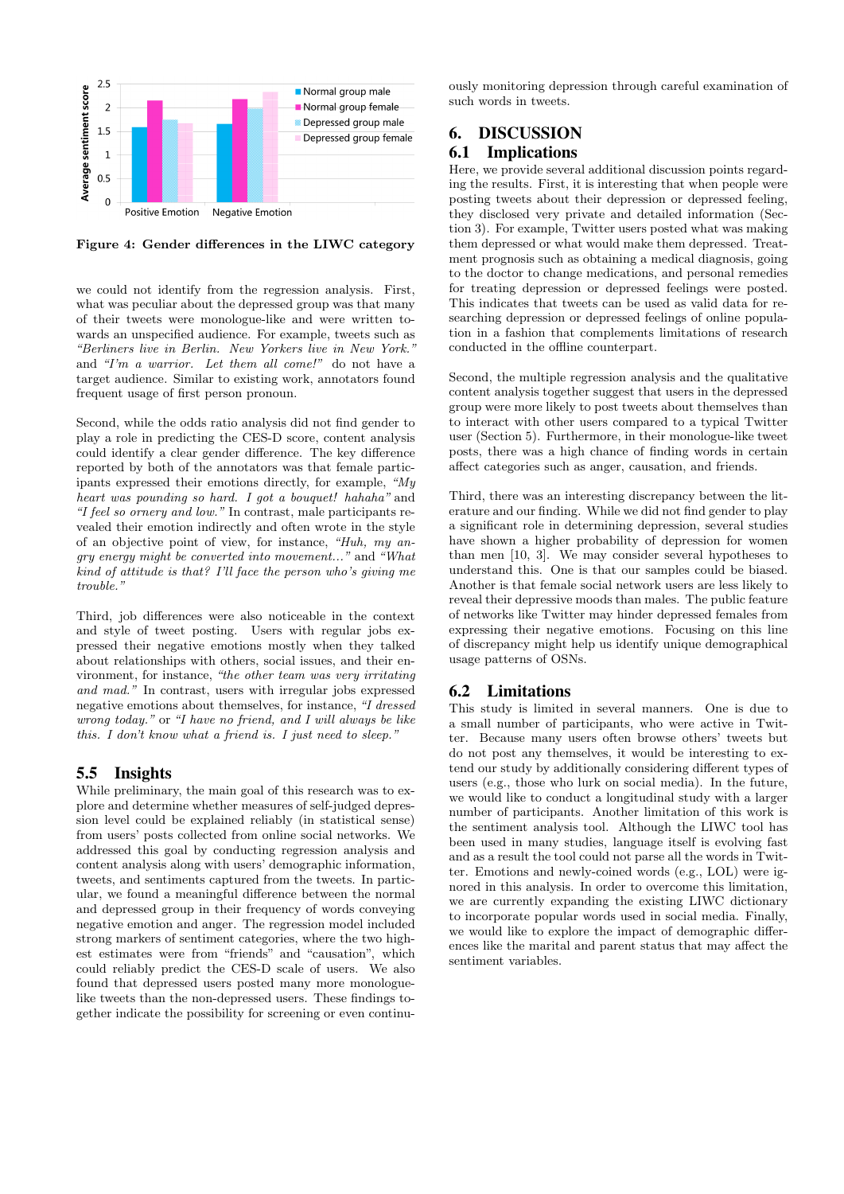Figure 4: Gender differences in the LIWC category

we could not identify from the regression analysis. First, what was peculiar about the depressed group was that many of their tweets were monologue-like and were written towards an unspecified audience. For example, tweets such as *"Berliners live in Berlin. New Yorkers live in New York."* and *"I'm a warrior. Let them all come!"* do not have a target audience. Similar to existing work, annotators found frequent usage of first person pronoun.

Second, while the odds ratio analysis did not find gender to play a role in predicting the CES-D score, content analysis could identify a clear gender difference. The key difference reported by both of the annotators was that female participants expressed their emotions directly, for example, *"My heart was pounding so hard. I got a bouquet! hahaha"* and *"I feel so ornery and low."* In contrast, male participants revealed their emotion indirectly and often wrote in the style of an objective point of view, for instance, *"Huh, my angry energy might be converted into movement..."* and *"What kind of attitude is that? I'll face the person who's giving me trouble."*

Third, job differences were also noticeable in the context and style of tweet posting. Users with regular jobs expressed their negative emotions mostly when they talked about relationships with others, social issues, and their environment, for instance, *"the other team was very irritating and mad."* In contrast, users with irregular jobs expressed negative emotions about themselves, for instance, *"I dressed wrong today."* or *"I have no friend, and I will always be like this. I don't know what a friend is. I just need to sleep."*

### 5.5 Insights

While preliminary, the main goal of this research was to explore and determine whether measures of self-judged depression level could be explained reliably (in statistical sense) from users' posts collected from online social networks. We addressed this goal by conducting regression analysis and content analysis along with users' demographic information, tweets, and sentiments captured from the tweets. In particular, we found a meaningful difference between the normal and depressed group in their frequency of words conveying negative emotion and anger. The regression model included strong markers of sentiment categories, where the two highest estimates were from "friends" and "causation", which could reliably predict the CES-D scale of users. We also found that depressed users posted many more monologue-like tweets than the non-depressed users. These findings together indicate the possibility for screening or even continuously monitoring depression through careful examination of such words in tweets.

## 6. DISCUSSION

### 6.1 Implications

Here, we provide several additional discussion points regarding the results. First, it is interesting that when people were posting tweets about their depression or depressed feeling, they disclosed very private and detailed information (Section 3). For example, Twitter users posted what was making them depressed or what would make them depressed. Treatment prognosis such as obtaining a medical diagnosis, going to the doctor to change medications, and personal remedies for treating depression or depressed feelings were posted. This indicates that tweets can be used as valid data for researching depression or depressed feelings of online population in a fashion that complements limitations of research conducted in the offline counterpart.

Second, the multiple regression analysis and the qualitative content analysis together suggest that users in the depressed group were more likely to post tweets about themselves than to interact with other users compared to a typical Twitter user (Section 5). Furthermore, in their monologue-like tweet posts, there was a high chance of finding words in certain affect categories such as anger, causation, and friends.

Third, there was an interesting discrepancy between the literature and our finding. While we did not find gender to play a significant role in determining depression, several studies have shown a higher probability of depression for women than men [10, 3]. We may consider several hypotheses to understand this. One is that our samples could be biased. Another is that female social network users are less likely to reveal their depressive moods than males. The public feature of networks like Twitter may hinder depressed females from expressing their negative emotions. Focusing on this line of discrepancy might help us identify unique demographical usage patterns of OSNs.

### 6.2 Limitations

This study is limited in several manners. One is due to a small number of participants, who were active in Twitter. Because many users often browse others' tweets but do not post any themselves, it would be interesting to extend our study by additionally considering different types of users (e.g., those who lurk on social media). In the future, we would like to conduct a longitudinal study with a larger number of participants. Another limitation of this work is the sentiment analysis tool. Although the LIWC tool has been used in many studies, language itself is evolving fast and as a result the tool could not parse all the words in Twitter. Emotions and newly-coined words (e.g., LOL) were ignored in this analysis. In order to overcome this limitation, we are currently expanding the existing LIWC dictionary to incorporate popular words used in social media. Finally, we would like to explore the impact of demographic differences like the marital and parent status that may affect the sentiment variables.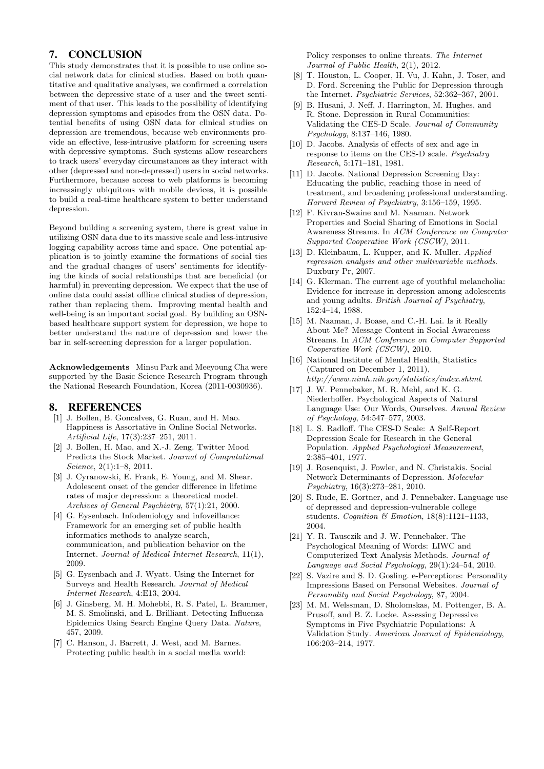## 7. CONCLUSION

This study demonstrates that it is possible to use online social network data for clinical studies. Based on both quantitative and qualitative analyses, we confirmed a correlation between the depressive state of a user and the tweet sentiment of that user. This leads to the possibility of identifying depression symptoms and episodes from the OSN data. Potential benefits of using OSN data for clinical studies on depression are tremendous, because web environments provide an effective, less-intrusive platform for screening users with depressive symptoms. Such systems allow researchers to track users' everyday circumstances as they interact with other (depressed and non-depressed) users in social networks. Furthermore, because access to web platforms is becoming increasingly ubiquitous with mobile devices, it is possible to build a real-time healthcare system to better understand depression.

Beyond building a screening system, there is great value in utilizing OSN data due to its massive scale and less-intrusive logging capability across time and space. One potential application is to jointly examine the formations of social ties and the gradual changes of users' sentiments for identifying the kinds of social relationships that are beneficial (or harmful) in preventing depression. We expect that the use of online data could assist offline clinical studies of depression, rather than replacing them. Improving mental health and well-being is an important social goal. By building an OSN-based healthcare support system for depression, we hope to better understand the nature of depression and lower the bar in self-screening depression for a larger population.

**Acknowledgements** Minsu Park and Meeyoung Cha were supported by the Basic Science Research Program through the National Research Foundation, Korea (2011-0030936).

## 8. REFERENCES

[1] J. Bollen, B. Goncalves, G. Ruan, and H. Mao. Happiness is Assortative in Online Social Networks. *Artificial Life*, 17(3):237–251, 2011.

[2] J. Bollen, H. Mao, and X.-J. Zeng. Twitter Mood Predicts the Stock Market. *Journal of Computational Science*, 2(1):1–8, 2011.

[3] J. Cyranowski, E. Frank, E. Young, and M. Shear. Adolescent onset of the gender difference in lifetime rates of major depression: a theoretical model. *Archives of General Psychiatry*, 57(1):21, 2000.

[4] G. Eysenbach. Infodemiology and infoveillance: Framework for an emerging set of public health informatics methods to analyze search, communication, and publication behavior on the Internet. *Journal of Medical Internet Research*, 11(1), 2009.

[5] G. Eysenbach and J. Wyatt. Using the Internet for Surveys and Health Research. *Journal of Medical Internet Research*, 4:E13, 2004.

[6] J. Ginsberg, M. H. Mohebbi, R. S. Patel, L. Brammer, M. S. Smolinski, and L. Brilliant. Detecting Influenza Epidemics Using Search Engine Query Data. *Nature*, 457, 2009.

[7] C. Hanson, J. Barrett, J. West, and M. Barnes. Protecting public health in a social media world: Policy responses to online threats. *The Internet Journal of Public Health*, 2(1), 2012.

[8] T. Houston, L. Cooper, H. Vu, J. Kahn, J. Toser, and D. Ford. Screening the Public for Depression through the Internet. *Psychiatric Services*, 52:362–367, 2001.

[9] B. Husani, J. Neff, J. Harrington, M. Hughes, and R. Stone. Depression in Rural Communities: Validating the CES-D Scale. *Journal of Community Psychology*, 8:137–146, 1980.

[10] D. Jacobs. Analysis of effects of sex and age in response to items on the CES-D scale. *Psychiatry Research*, 5:171–181, 1981.

[11] D. Jacobs. National Depression Screening Day: Educating the public, reaching those in need of treatment, and broadening professional understanding. *Harvard Review of Psychiatry*, 3:156–159, 1995.

[12] F. Kivran-Swaine and M. Naaman. Network Properties and Social Sharing of Emotions in Social Awareness Streams. In *ACM Conference on Computer Supported Cooperative Work (CSCW)*, 2011.

[13] D. Kleinbaum, L. Kupper, and K. Muller. *Applied regression analysis and other multivariable methods*. Duxbury Pr, 2007.

[14] G. Klerman. The current age of youthful melancholia: Evidence for increase in depression among adolescents and young adults. *British Journal of Psychiatry*, 152:4–14, 1988.

[15] M. Naaman, J. Boase, and C.-H. Lai. Is it Really About Me? Message Content in Social Awareness Streams. In *ACM Conference on Computer Supported Cooperative Work (CSCW)*, 2010.

[16] National Institute of Mental Health, Statistics (Captured on December 1, 2011), *http://www.nimh.nih.gov/statistics/index.shtml*.

[17] J. W. Pennebaker, M. R. Mehl, and K. G. Niederhoffer. Psychological Aspects of Natural Language Use: Our Words, Ourselves. *Annual Review of Psychology*, 54:547–577, 2003.

[18] L. S. Radloff. The CES-D Scale: A Self-Report Depression Scale for Research in the General Population. *Applied Psychological Measurement*, 2:385–401, 1977.

[19] J. Rosenquist, J. Fowler, and N. Christakis. Social Network Determinants of Depression. *Molecular Psychiatry*, 16(3):273–281, 2010.

[20] S. Rude, E. Gortner, and J. Pennebaker. Language use of depressed and depression-vulnerable college students. *Cognition & Emotion*, 18(8):1121–1133, 2004.

[21] Y. R. Tausczik and J. W. Pennebaker. The Psychological Meaning of Words: LIWC and Computerized Text Analysis Methods. *Journal of Language and Social Psychology*, 29(1):24–54, 2010.

[22] S. Vazire and S. D. Gosling. e-Perceptions: Personality Impressions Based on Personal Websites. *Journal of Personality and Social Psychology*, 87, 2004.

[23] M. M. Welssman, D. Sholomskas, M. Pottenger, B. A. Prusoff, and B. Z. Locke. Assessing Depressive Symptoms in Five Psychiatric Populations: A Validation Study. *American Journal of Epidemiology*, 106:203–214, 1977.